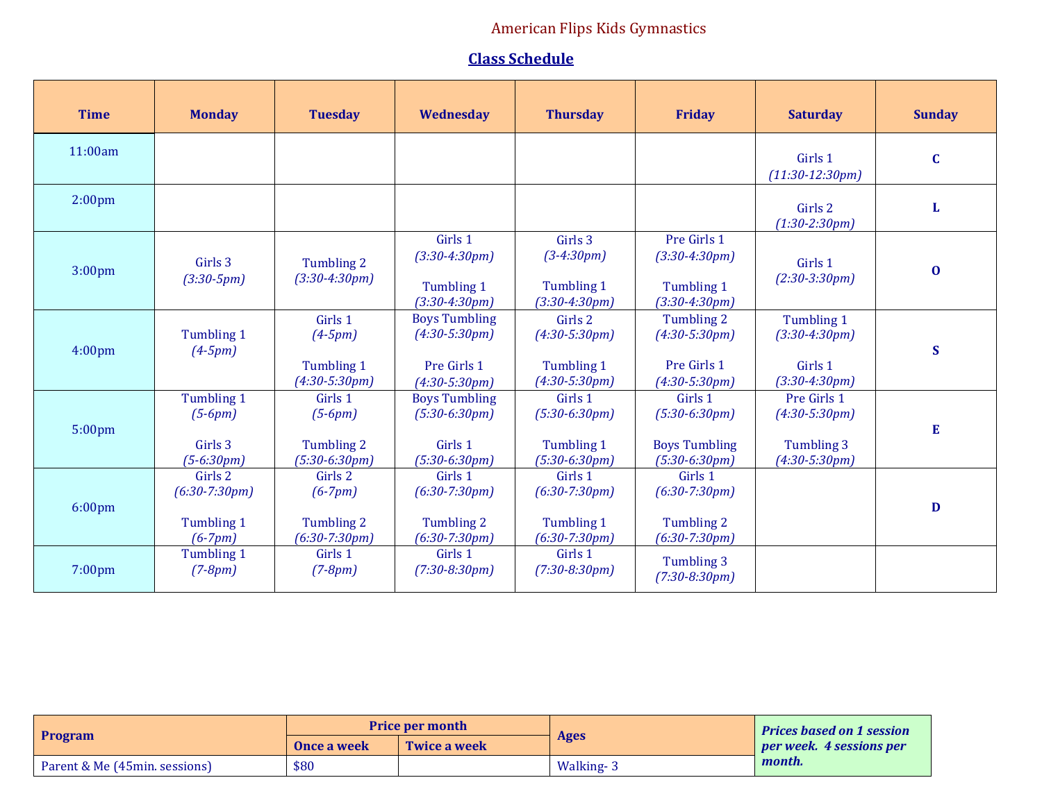American Flips Kids Gymnastics

## Class Schedule

| Time | Monday | Tuesday | Wednesday | Thursday | Friday | Saturday | Sunday |
|---|---|---|---|---|---|---|---|
| 11:00am | | | | | | Girls 1 *(11:30-12:30pm)* | **C** |
| 2:00pm | | | | | | Girls 2 *(1:30-2:30pm)* | **L** |
| 3:00pm | Girls 3 *(3:30-5pm)* | Tumbling 2 *(3:30-4:30pm)* | Girls 1 *(3:30-4:30pm)* Tumbling 1 *(3:30-4:30pm)* | Girls 3 *(3-4:30pm)* Tumbling 1 *(3:30-4:30pm)* | Pre Girls 1 *(3:30-4:30pm)* Tumbling 1 *(3:30-4:30pm)* | Girls 1 *(2:30-3:30pm)* | **O** |
| 4:00pm | Tumbling 1 *(4-5pm)* | Girls 1 *(4-5pm)* Tumbling 1 *(4:30-5:30pm)* | Boys Tumbling *(4:30-5:30pm)* Pre Girls 1 *(4:30-5:30pm)* | Girls 2 *(4:30-5:30pm)* Tumbling 1 *(4:30-5:30pm)* | Tumbling 2 *(4:30-5:30pm)* Pre Girls 1 *(4:30-5:30pm)* | Tumbling 1 *(3:30-4:30pm)* Girls 1 *(3:30-4:30pm)* | **S** |
| 5:00pm | Tumbling 1 *(5-6pm)* Girls 3 *(5-6:30pm)* | Girls 1 *(5-6pm)* Tumbling 2 *(5:30-6:30pm)* | Boys Tumbling *(5:30-6:30pm)* Girls 1 *(5:30-6:30pm)* | Girls 1 *(5:30-6:30pm)* Tumbling 1 *(5:30-6:30pm)* | Girls 1 *(5:30-6:30pm)* Boys Tumbling *(5:30-6:30pm)* | Pre Girls 1 *(4:30-5:30pm)* Tumbling 3 *(4:30-5:30pm)* | **E** |
| 6:00pm | Girls 2 *(6:30-7:30pm)* Tumbling 1 *(6-7pm)* | Girls 2 *(6-7pm)* Tumbling 2 *(6:30-7:30pm)* | Girls 1 *(6:30-7:30pm)* Tumbling 2 *(6:30-7:30pm)* | Girls 1 *(6:30-7:30pm)* Tumbling 1 *(6:30-7:30pm)* | Girls 1 *(6:30-7:30pm)* Tumbling 2 *(6:30-7:30pm)* | | **D** |
| 7:00pm | Tumbling 1 *(7-8pm)* | Girls 1 *(7-8pm)* | Girls 1 *(7:30-8:30pm)* | Girls 1 *(7:30-8:30pm)* | Tumbling 3 *(7:30-8:30pm)* | | |

| Program | Price per month | | Ages | ***Prices based on 1 session per week. 4 sessions per month.*** |
|---|---|---|---|---|
| | Once a week | Twice a week | | |
| Parent & Me (45min. sessions) | $80 | | Walking- 3 | |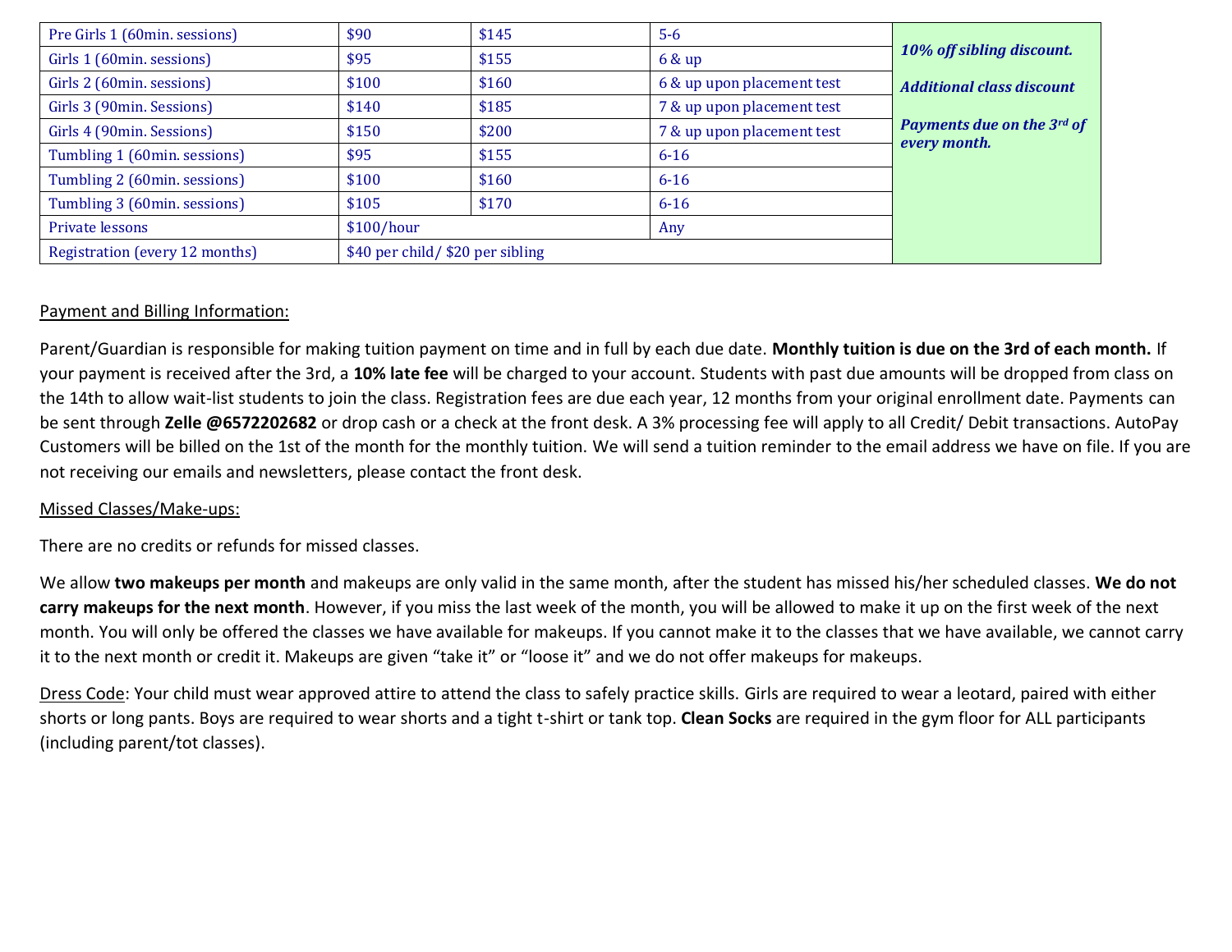| | | | | |
|---|---|---|---|---|
| Pre Girls 1 (60min. sessions) | $90 | $145 | 5-6 | ***10% off sibling discount.*** ***Additional class discount*** ***Payments due on the 3rd of every month.*** |
| Girls 1 (60min. sessions) | $95 | $155 | 6 & up | |
| Girls 2 (60min. sessions) | $100 | $160 | 6 & up upon placement test | |
| Girls 3 (90min. Sessions) | $140 | $185 | 7 & up upon placement test | |
| Girls 4 (90min. Sessions) | $150 | $200 | 7 & up upon placement test | |
| Tumbling 1 (60min. sessions) | $95 | $155 | 6-16 | |
| Tumbling 2 (60min. sessions) | $100 | $160 | 6-16 | |
| Tumbling 3 (60min. sessions) | $105 | $170 | 6-16 | |
| Private lessons | $100/hour | | Any | |
| Registration (every 12 months) | $40 per child/ $20 per sibling | | | |

Payment and Billing Information:

Parent/Guardian is responsible for making tuition payment on time and in full by each due date. **Monthly tuition is due on the 3rd of each month.** If your payment is received after the 3rd, a **10% late fee** will be charged to your account. Students with past due amounts will be dropped from class on the 14th to allow wait-list students to join the class. Registration fees are due each year, 12 months from your original enrollment date. Payments can be sent through **Zelle @6572202682** or drop cash or a check at the front desk. A 3% processing fee will apply to all Credit/ Debit transactions. AutoPay Customers will be billed on the 1st of the month for the monthly tuition. We will send a tuition reminder to the email address we have on file. If you are not receiving our emails and newsletters, please contact the front desk.

Missed Classes/Make-ups:

There are no credits or refunds for missed classes.

We allow **two makeups per month** and makeups are only valid in the same month, after the student has missed his/her scheduled classes. **We do not carry makeups for the next month**. However, if you miss the last week of the month, you will be allowed to make it up on the first week of the next month. You will only be offered the classes we have available for makeups. If you cannot make it to the classes that we have available, we cannot carry it to the next month or credit it. Makeups are given "take it" or "loose it" and we do not offer makeups for makeups.

Dress Code: Your child must wear approved attire to attend the class to safely practice skills. Girls are required to wear a leotard, paired with either shorts or long pants. Boys are required to wear shorts and a tight t-shirt or tank top. **Clean Socks** are required in the gym floor for ALL participants (including parent/tot classes).